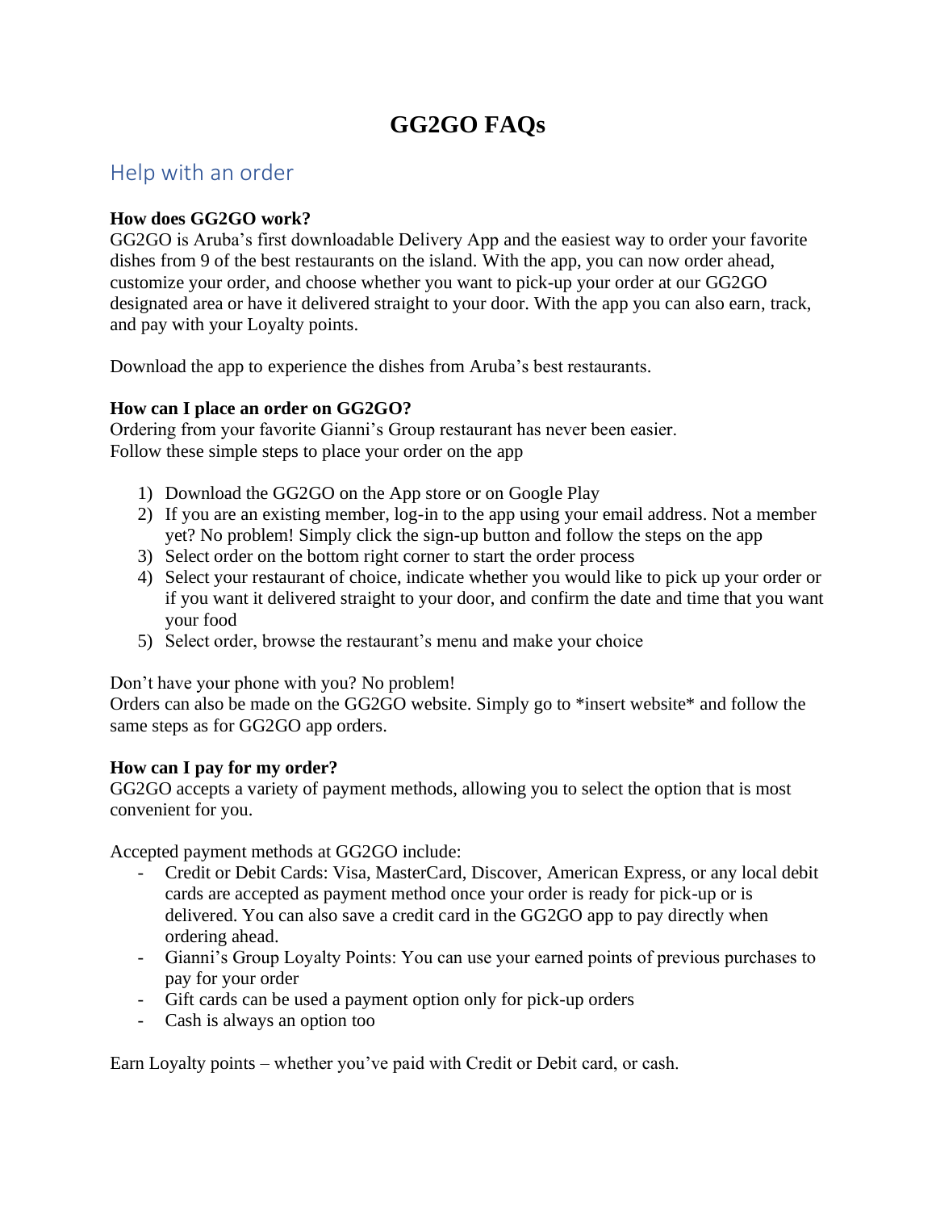# GG2GO FAQs

## Help with an order

**How does GG2GO work?**

GG2GO is Aruba's first downloadable Delivery App and the easiest way to order your favorite dishes from 9 of the best restaurants on the island. With the app, you can now order ahead, customize your order, and choose whether you want to pick-up your order at our GG2GO designated area or have it delivered straight to your door. With the app you can also earn, track, and pay with your Loyalty points.

Download the app to experience the dishes from Aruba's best restaurants.

**How can I place an order on GG2GO?**

Ordering from your favorite Gianni's Group restaurant has never been easier.
Follow these simple steps to place your order on the app

1) Download the GG2GO on the App store or on Google Play
2) If you are an existing member, log-in to the app using your email address. Not a member yet? No problem! Simply click the sign-up button and follow the steps on the app
3) Select order on the bottom right corner to start the order process
4) Select your restaurant of choice, indicate whether you would like to pick up your order or if you want it delivered straight to your door, and confirm the date and time that you want your food
5) Select order, browse the restaurant's menu and make your choice

Don't have your phone with you? No problem!
Orders can also be made on the GG2GO website. Simply go to *insert website* and follow the same steps as for GG2GO app orders.

**How can I pay for my order?**

GG2GO accepts a variety of payment methods, allowing you to select the option that is most convenient for you.

Accepted payment methods at GG2GO include:

- Credit or Debit Cards: Visa, MasterCard, Discover, American Express, or any local debit cards are accepted as payment method once your order is ready for pick-up or is delivered. You can also save a credit card in the GG2GO app to pay directly when ordering ahead.
- Gianni's Group Loyalty Points: You can use your earned points of previous purchases to pay for your order
- Gift cards can be used a payment option only for pick-up orders
- Cash is always an option too

Earn Loyalty points – whether you've paid with Credit or Debit card, or cash.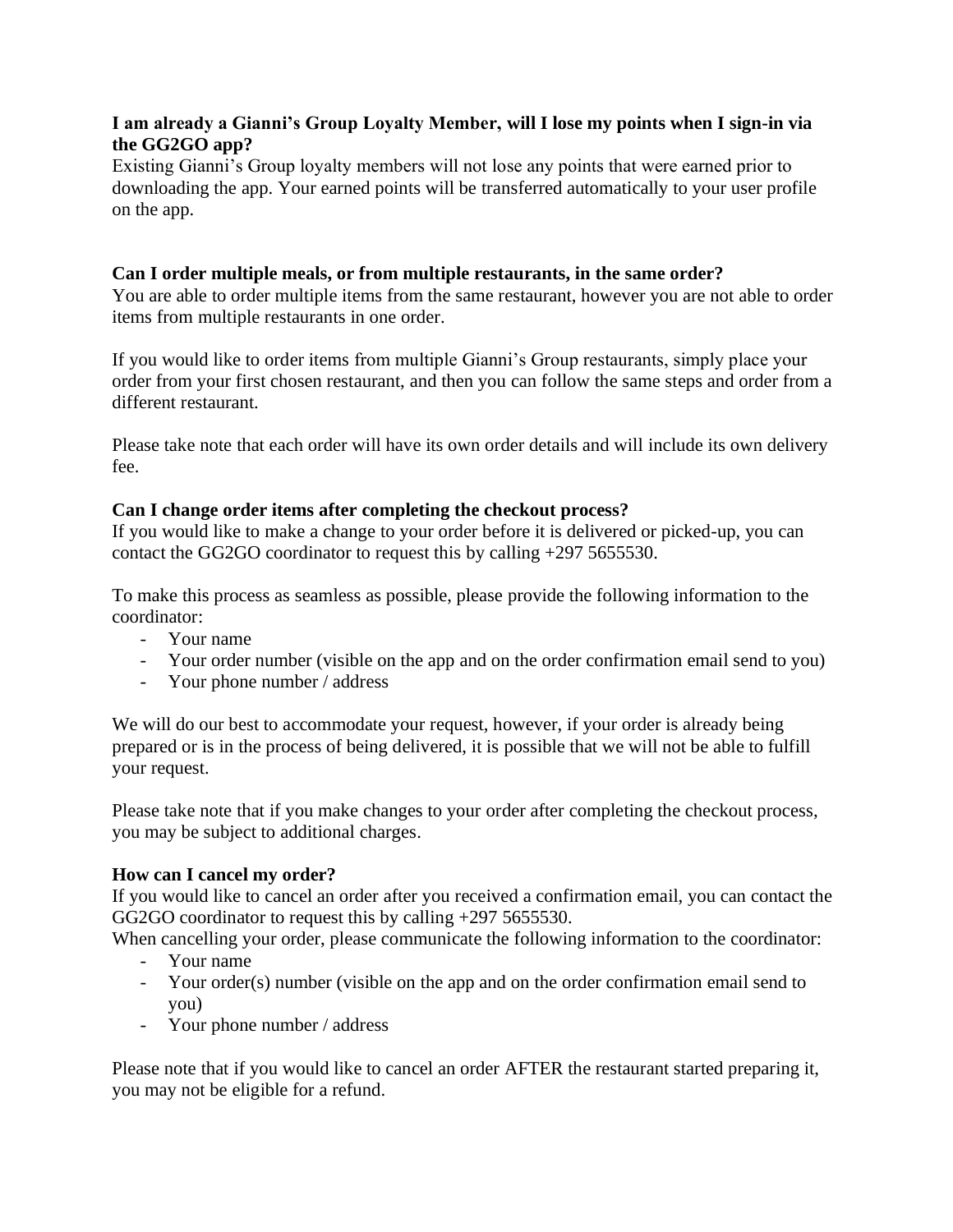**I am already a Gianni's Group Loyalty Member, will I lose my points when I sign-in via the GG2GO app?**

Existing Gianni's Group loyalty members will not lose any points that were earned prior to downloading the app. Your earned points will be transferred automatically to your user profile on the app.

**Can I order multiple meals, or from multiple restaurants, in the same order?**

You are able to order multiple items from the same restaurant, however you are not able to order items from multiple restaurants in one order.

If you would like to order items from multiple Gianni's Group restaurants, simply place your order from your first chosen restaurant, and then you can follow the same steps and order from a different restaurant.

Please take note that each order will have its own order details and will include its own delivery fee.

**Can I change order items after completing the checkout process?**

If you would like to make a change to your order before it is delivered or picked-up, you can contact the GG2GO coordinator to request this by calling +297 5655530.

To make this process as seamless as possible, please provide the following information to the coordinator:

- Your name
- Your order number (visible on the app and on the order confirmation email send to you)
- Your phone number / address

We will do our best to accommodate your request, however, if your order is already being prepared or is in the process of being delivered, it is possible that we will not be able to fulfill your request.

Please take note that if you make changes to your order after completing the checkout process, you may be subject to additional charges.

**How can I cancel my order?**

If you would like to cancel an order after you received a confirmation email, you can contact the GG2GO coordinator to request this by calling +297 5655530.

When cancelling your order, please communicate the following information to the coordinator:

- Your name
- Your order(s) number (visible on the app and on the order confirmation email send to you)
- Your phone number / address

Please note that if you would like to cancel an order AFTER the restaurant started preparing it, you may not be eligible for a refund.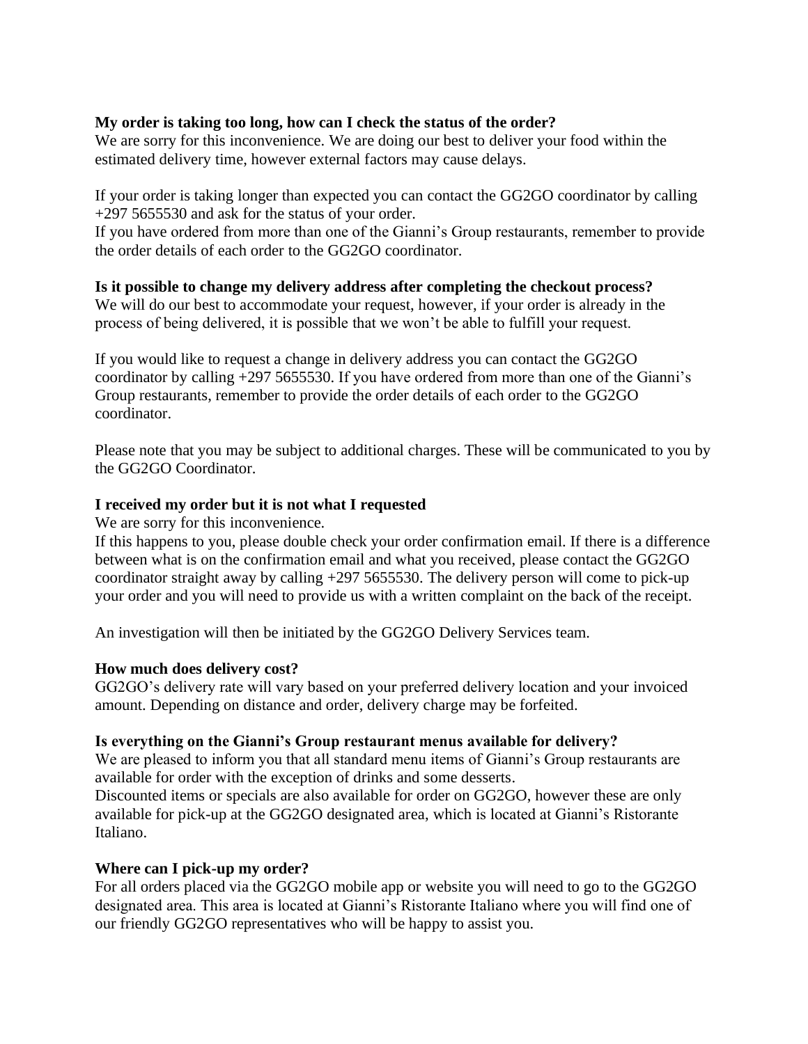**My order is taking too long, how can I check the status of the order?**

We are sorry for this inconvenience. We are doing our best to deliver your food within the estimated delivery time, however external factors may cause delays.

If your order is taking longer than expected you can contact the GG2GO coordinator by calling +297 5655530 and ask for the status of your order.
If you have ordered from more than one of the Gianni's Group restaurants, remember to provide the order details of each order to the GG2GO coordinator.

**Is it possible to change my delivery address after completing the checkout process?**

We will do our best to accommodate your request, however, if your order is already in the process of being delivered, it is possible that we won't be able to fulfill your request.

If you would like to request a change in delivery address you can contact the GG2GO coordinator by calling +297 5655530. If you have ordered from more than one of the Gianni's Group restaurants, remember to provide the order details of each order to the GG2GO coordinator.

Please note that you may be subject to additional charges. These will be communicated to you by the GG2GO Coordinator.

**I received my order but it is not what I requested**

We are sorry for this inconvenience.
If this happens to you, please double check your order confirmation email. If there is a difference between what is on the confirmation email and what you received, please contact the GG2GO coordinator straight away by calling +297 5655530. The delivery person will come to pick-up your order and you will need to provide us with a written complaint on the back of the receipt.

An investigation will then be initiated by the GG2GO Delivery Services team.

**How much does delivery cost?**

GG2GO's delivery rate will vary based on your preferred delivery location and your invoiced amount. Depending on distance and order, delivery charge may be forfeited.

**Is everything on the Gianni's Group restaurant menus available for delivery?**

We are pleased to inform you that all standard menu items of Gianni's Group restaurants are available for order with the exception of drinks and some desserts.
Discounted items or specials are also available for order on GG2GO, however these are only available for pick-up at the GG2GO designated area, which is located at Gianni's Ristorante Italiano.

**Where can I pick-up my order?**

For all orders placed via the GG2GO mobile app or website you will need to go to the GG2GO designated area. This area is located at Gianni's Ristorante Italiano where you will find one of our friendly GG2GO representatives who will be happy to assist you.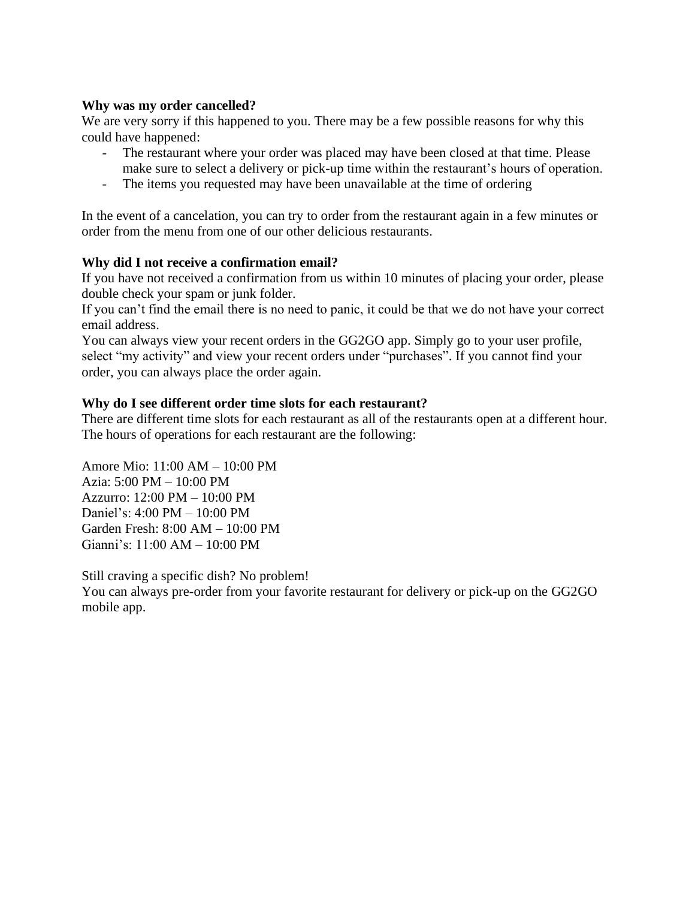**Why was my order cancelled?**

We are very sorry if this happened to you. There may be a few possible reasons for why this could have happened:

- The restaurant where your order was placed may have been closed at that time. Please make sure to select a delivery or pick-up time within the restaurant's hours of operation.
- The items you requested may have been unavailable at the time of ordering

In the event of a cancelation, you can try to order from the restaurant again in a few minutes or order from the menu from one of our other delicious restaurants.

**Why did I not receive a confirmation email?**

If you have not received a confirmation from us within 10 minutes of placing your order, please double check your spam or junk folder.

If you can't find the email there is no need to panic, it could be that we do not have your correct email address.

You can always view your recent orders in the GG2GO app. Simply go to your user profile, select "my activity" and view your recent orders under "purchases". If you cannot find your order, you can always place the order again.

**Why do I see different order time slots for each restaurant?**

There are different time slots for each restaurant as all of the restaurants open at a different hour. The hours of operations for each restaurant are the following:

Amore Mio: 11:00 AM – 10:00 PM
Azia: 5:00 PM – 10:00 PM
Azzurro: 12:00 PM – 10:00 PM
Daniel's: 4:00 PM – 10:00 PM
Garden Fresh: 8:00 AM – 10:00 PM
Gianni's: 11:00 AM – 10:00 PM

Still craving a specific dish? No problem!

You can always pre-order from your favorite restaurant for delivery or pick-up on the GG2GO mobile app.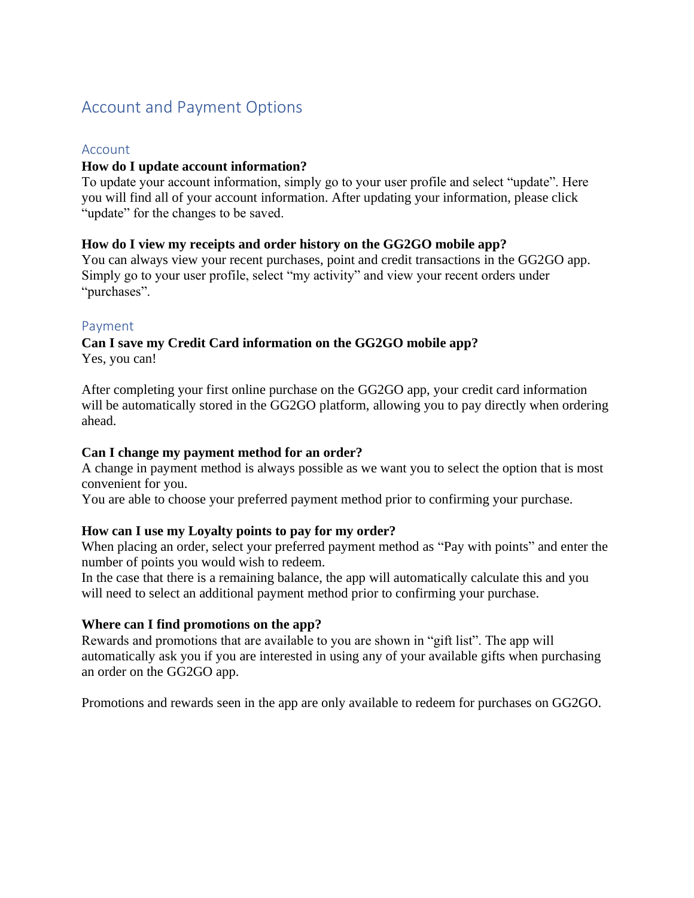## Account and Payment Options

### Account

**How do I update account information?**
To update your account information, simply go to your user profile and select "update". Here you will find all of your account information. After updating your information, please click "update" for the changes to be saved.

**How do I view my receipts and order history on the GG2GO mobile app?**
You can always view your recent purchases, point and credit transactions in the GG2GO app. Simply go to your user profile, select "my activity" and view your recent orders under "purchases".

### Payment

**Can I save my Credit Card information on the GG2GO mobile app?**
Yes, you can!

After completing your first online purchase on the GG2GO app, your credit card information will be automatically stored in the GG2GO platform, allowing you to pay directly when ordering ahead.

**Can I change my payment method for an order?**
A change in payment method is always possible as we want you to select the option that is most convenient for you.
You are able to choose your preferred payment method prior to confirming your purchase.

**How can I use my Loyalty points to pay for my order?**
When placing an order, select your preferred payment method as "Pay with points" and enter the number of points you would wish to redeem.
In the case that there is a remaining balance, the app will automatically calculate this and you will need to select an additional payment method prior to confirming your purchase.

**Where can I find promotions on the app?**
Rewards and promotions that are available to you are shown in "gift list". The app will automatically ask you if you are interested in using any of your available gifts when purchasing an order on the GG2GO app.

Promotions and rewards seen in the app are only available to redeem for purchases on GG2GO.